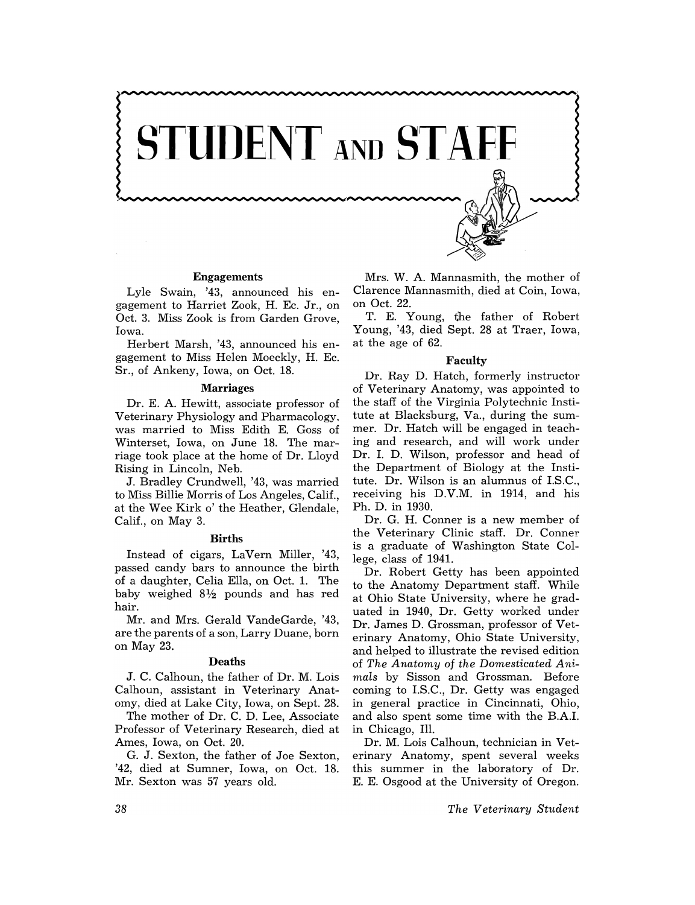# STUDENT AND STAFF

### Engagements

Lyle Swain, '43, announced his engagement to Harriet Zook, H. Ec. Jr., on Oct. 3. Miss Zook is from Garden Grove, Iowa.

Herbert Marsh, '43, announced his engagement to Miss Helen Moeckly, H. Ec. Sr., of Ankeny, Iowa, on Oct. 18.

### Marriages

Dr. E. A. Hewitt, associate professor of Veterinary Physiology and Pharmacology, was married to Miss Edith E. Goss of Winterset, Iowa, on June 18. The marriage took place at the home of Dr. Lloyd Rising in Lincoln, Neb.

J. Bradley Crundwell, '43, was married to Miss Billie Morris of Los Angeles, Calif., at the Wee Kirk o' the Heather, Glendale, Calif., on May 3.

### Births

Instead of cigars, LaVern Miller, '43, passed candy bars to announce the birth of a daughter, Celia Ella, on Oct. 1. The baby weighed 8½ pounds and has red hair.

Mr. and Mrs. Gerald VandeGarde, '43, are the parents of a son, Larry Duane, born on May 23.

### Deaths

J. C. Calhoun, the father of Dr. M. Lois Calhoun, assistant in Veterinary Anatomy, died at Lake City, Iowa, on Sept. 28.

The mother of Dr. C. D. Lee, Associate Professor of Veterinary Research, died at Ames, Iowa, on Oct. 20.

G. J. Sexton, the father of Joe Sexton, '42, died at Sumner, Iowa, on Oct. 18. Mr. Sexton was 57 years old.

Mrs. W. A. Mannasmith, the mother of Clarence Mannasmith, died at Coin, Iowa, on Oct. 22.

T. E. Young, the father of Robert Young, '43, died Sept. 28 at Traer, Iowa, at the age of 62.

### Faculty

Dr. Ray D. Hatch, formerly instructor of Veterinary Anatomy, was appointed to the staff of the Virginia Polytechnic Institute at Blacksburg, Va., during the summer. Dr. Hatch will be engaged in teaching and research, and will work under Dr. I. D. Wilson, professor and head of the Department of Biology at the Institute. Dr. Wilson is an alumnus of I.S.C., receiving his D.V.M. in 1914, and his Ph. D. in 1930.

Dr. G. H. Conner is a new member of the Veterinary Clinic staff. Dr. Conner is a graduate of Washington State College, class of 1941.

Dr. Robert Getty has been appointed to the Anatomy Department staff. While at Ohio State University, where he graduated in 1940, Dr. Getty worked under Dr. James D. Grossman, professor of Veterinary Anatomy, Ohio State University, and helped to illustrate the revised edition of *The Anatomy of the Domesticated Animals* by Sisson and Grossman. Before coming to I.S.C., Dr. Getty was engaged in general practice in Cincinnati, Ohio, and also spent some time with the B.A.I. in Chicago, Ill.

Dr. M. Lois Calhoun, technician in Veterinary Anatomy, spent several weeks this summer in the laboratory of Dr. E. E. Osgood at the University of Oregon.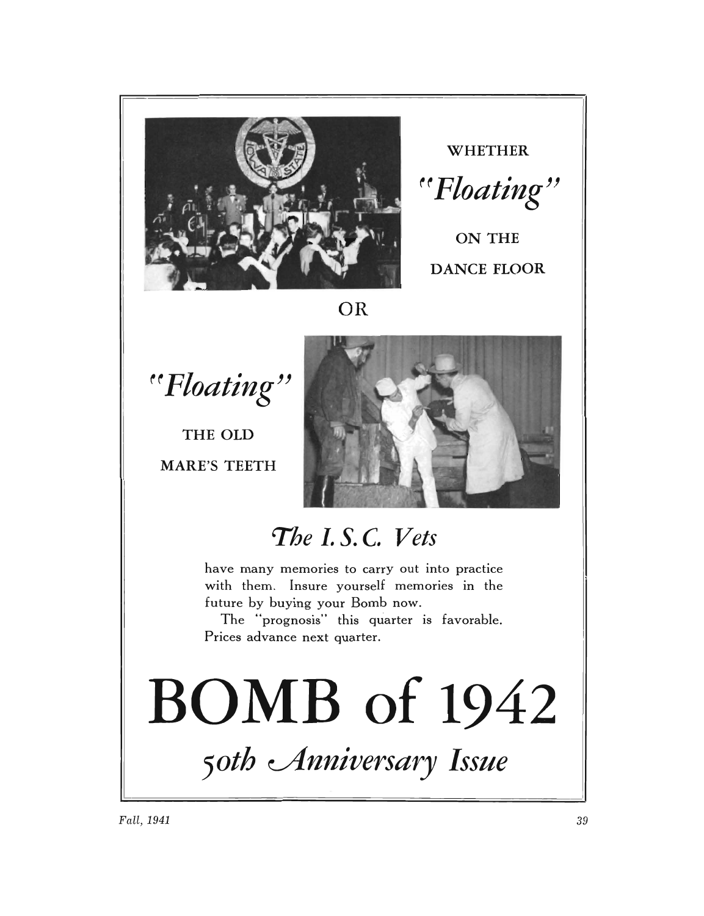WHETHER

*"Floating"*

ON THE

DANCE FLOOR

OR

*"Floating"*

THE OLD

MARE'S TEETH

## *The I. S. C. Vets*

have many memories to carry out into practice with them. Insure yourself memories in the future by buying your Bomb now.

The "prognosis" this quarter is favorable. Prices advance next quarter.

# BOMB of 1942

## *50th Anniversary Issue*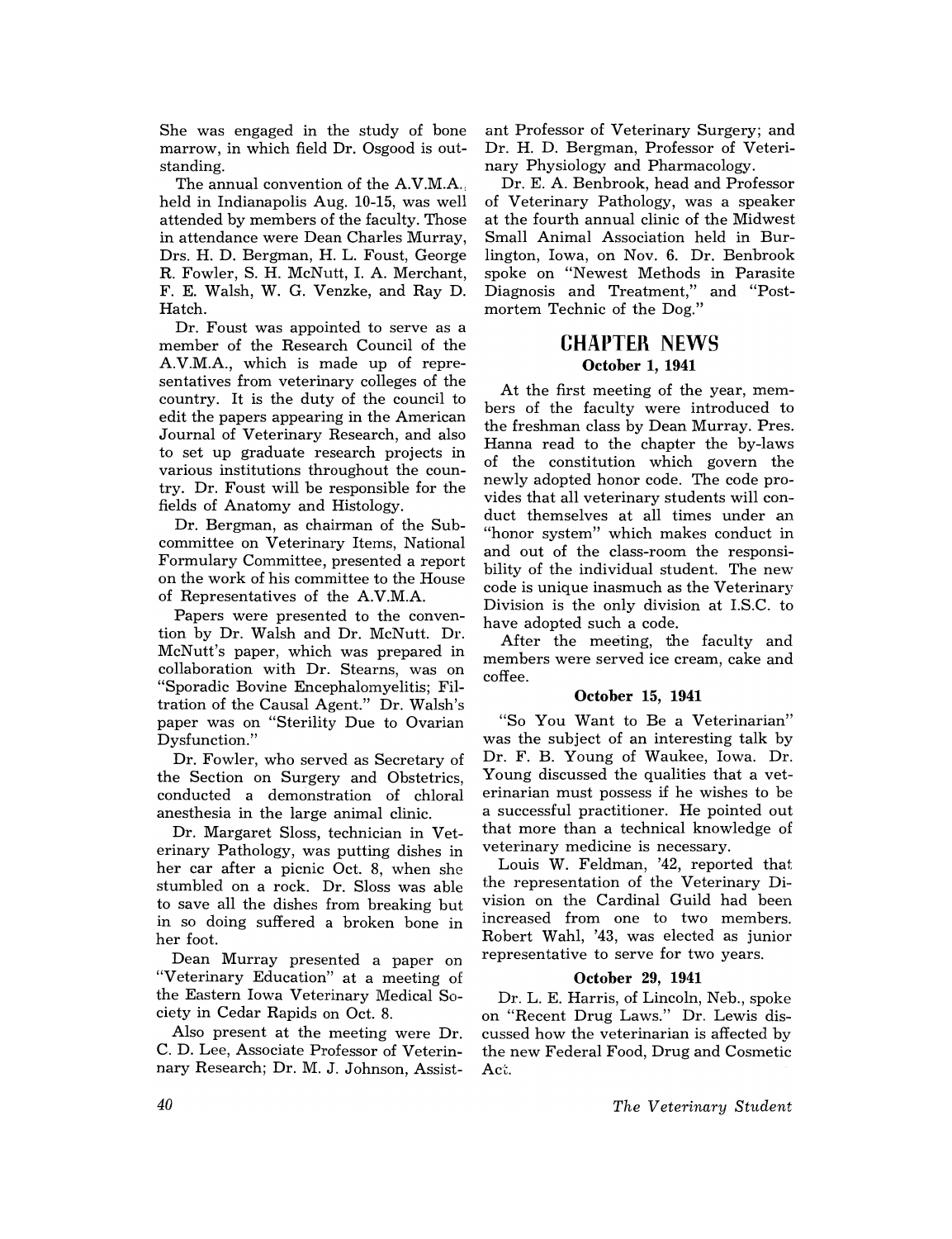She was engaged in the study of bone marrow, in which field Dr. Osgood is outstanding.

The annual convention of the A.V.M.A., held in Indianapolis Aug. 10-15, was well attended by members of the faculty. Those in attendance were Dean Charles Murray, Drs. H. D. Bergman, H. L. Foust, George R. Fowler, S. H. McNutt, I. A. Merchant, F. E. Walsh, W. G. Venzke, and Ray D. Hatch.

Dr. Foust was appointed to serve as a member of the Research Council of the A.V.M.A., which is made up of representatives from veterinary colleges of the country. It is the duty of the council to edit the papers appearing in the American Journal of Veterinary Research, and also to set up graduate research projects in various institutions throughout the country. Dr. Foust will be responsible for the fields of Anatomy and Histology.

Dr. Bergman, as chairman of the Subcommittee on Veterinary Items, National Formulary Committee, presented a report on the work of his committee to the House of Representatives of the A.V.M.A.

Papers were presented to the convention by Dr. Walsh and Dr. McNutt. Dr. McNutt's paper, which was prepared in collaboration with Dr. Stearns, was on "Sporadic Bovine Encephalomyelitis; Filtration of the Causal Agent." Dr. Walsh's paper was on "Sterility Due to Ovarian Dysfunction."

Dr. Fowler, who served as Secretary of the Section on Surgery and Obstetrics, conducted a demonstration of chloral anesthesia in the large animal clinic.

Dr. Margaret Sloss, technician in Veterinary Pathology, was putting dishes in her car after a picnic Oct. 8, when she stumbled on a rock. Dr. Sloss was able to save all the dishes from breaking but in so doing suffered a broken bone in her foot.

Dean Murray presented a paper on "Veterinary Education" at a meeting of the Eastern Iowa Veterinary Medical Society in Cedar Rapids on Oct. 8.

Also present at the meeting were Dr. C. D. Lee, Associate Professor of Veterinary Research; Dr. M. J. Johnson, Assistant Professor of Veterinary Surgery; and Dr. H. D. Bergman, Professor of Veterinary Physiology and Pharmacology.

Dr. E. A. Benbrook, head and Professor of Veterinary Pathology, was a speaker at the fourth annual clinic of the Midwest Small Animal Association held in Burlington, Iowa, on Nov. 6. Dr. Benbrook spoke on "Newest Methods in Parasite Diagnosis and Treatment," and "Postmortem Technic of the Dog."

## CHAPTER NEWS

### October 1, 1941

At the first meeting of the year, members of the faculty were introduced to the freshman class by Dean Murray. Pres. Hanna read to the chapter the by-laws of the constitution which govern the newly adopted honor code. The code provides that all veterinary students will conduct themselves at all times under an "honor system" which makes conduct in and out of the class-room the responsibility of the individual student. The new code is unique inasmuch as the Veterinary Division is the only division at I.S.C. to have adopted such a code.

After the meeting, the faculty and members were served ice cream, cake and coffee.

### October 15, 1941

"So You Want to Be a Veterinarian" was the subject of an interesting talk by Dr. F. B. Young of Waukee, Iowa. Dr. Young discussed the qualities that a veterinarian must possess if he wishes to be a successful practitioner. He pointed out that more than a technical knowledge of veterinary medicine is necessary.

Louis W. Feldman, '42, reported that the representation of the Veterinary Division on the Cardinal Guild had been increased from one to two members. Robert Wahl, '43, was elected as junior representative to serve for two years.

### October 29, 1941

Dr. L. E. Harris, of Lincoln, Neb., spoke on "Recent Drug Laws." Dr. Lewis discussed how the veterinarian is affected by the new Federal Food, Drug and Cosmetic Act.